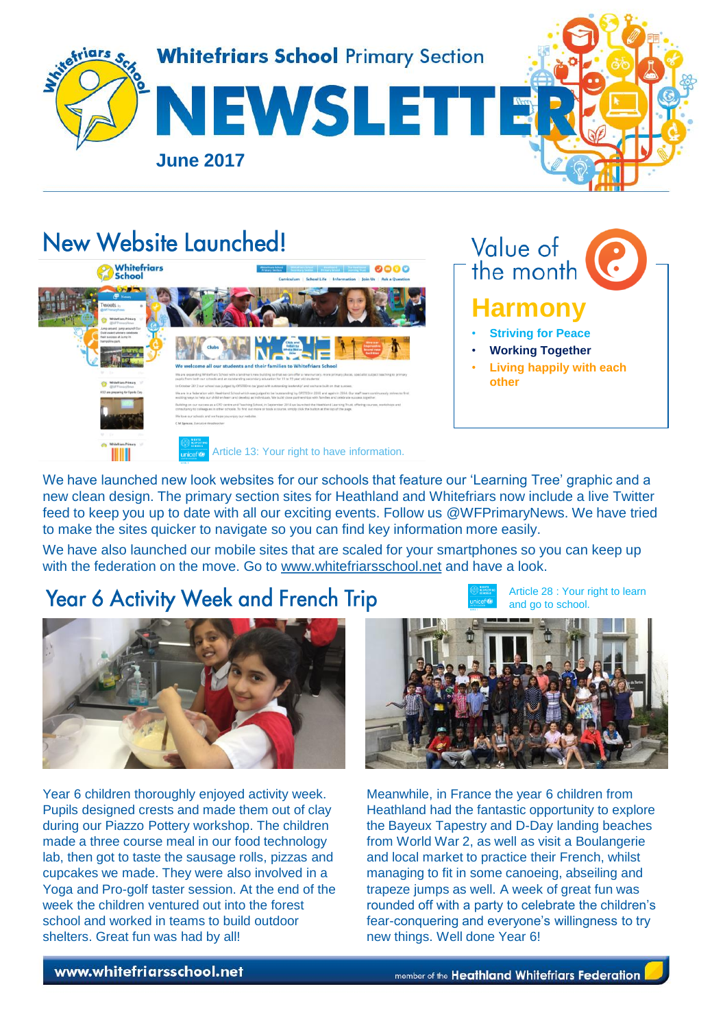# Whitefriars School Primary Section NEWSLETTER

**June 2017**

## New Website Launched!

Article 13: Your right to have information.

We have launched new look websites for our schools that feature our 'Learning Tree' graphic and a new clean design. The primary section sites for Heathland and Whitefriars now include a live Twitter feed to keep you up to date with all our exciting events. Follow us @WFPrimaryNews. We have tried to make the sites quicker to navigate so you can find key information more easily.

We have also launched our mobile sites that are scaled for your smartphones so you can keep up with the federation on the move. Go to www.whitefriarsschool.net and have a look.

## Value of the month

### Harmony

- **Striving for Peace**
- **Working Together**
- **Living happily with each other**

## Year 6 Activity Week and French Trip

Article 28 : Your right to learn and go to school.

Year 6 children thoroughly enjoyed activity week. Pupils designed crests and made them out of clay during our Piazzo Pottery workshop. The children made a three course meal in our food technology lab, then got to taste the sausage rolls, pizzas and cupcakes we made. They were also involved in a Yoga and Pro-golf taster session. At the end of the week the children ventured out into the forest school and worked in teams to build outdoor shelters. Great fun was had by all!

Meanwhile, in France the year 6 children from Heathland had the fantastic opportunity to explore the Bayeux Tapestry and D-Day landing beaches from World War 2, as well as visit a Boulangerie and local market to practice their French, whilst managing to fit in some canoeing, abseiling and trapeze jumps as well. A week of great fun was rounded off with a party to celebrate the children's fear-conquering and everyone's willingness to try new things. Well done Year 6!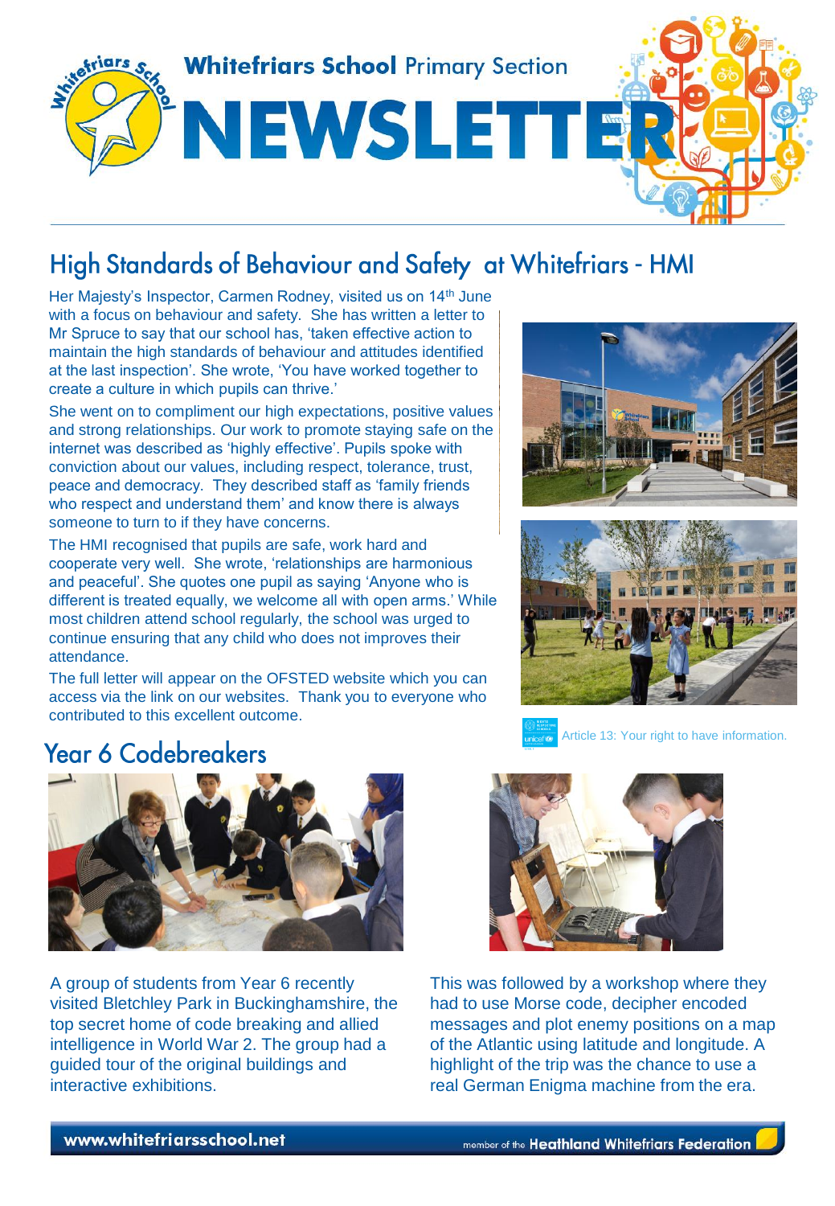# Whitefriars School Primary Section NEWSLETTER

## High Standards of Behaviour and Safety at Whitefriars - HMI

Her Majesty's Inspector, Carmen Rodney, visited us on 14th June with a focus on behaviour and safety. She has written a letter to Mr Spruce to say that our school has, 'taken effective action to maintain the high standards of behaviour and attitudes identified at the last inspection'. She wrote, 'You have worked together to create a culture in which pupils can thrive.'

She went on to compliment our high expectations, positive values and strong relationships. Our work to promote staying safe on the internet was described as 'highly effective'. Pupils spoke with conviction about our values, including respect, tolerance, trust, peace and democracy. They described staff as 'family friends who respect and understand them' and know there is always someone to turn to if they have concerns.

The HMI recognised that pupils are safe, work hard and cooperate very well. She wrote, 'relationships are harmonious and peaceful'. She quotes one pupil as saying 'Anyone who is different is treated equally, we welcome all with open arms.' While most children attend school regularly, the school was urged to continue ensuring that any child who does not improves their attendance.

The full letter will appear on the OFSTED website which you can access via the link on our websites. Thank you to everyone who contributed to this excellent outcome.

Article 13: Your right to have information.

## Year 6 Codebreakers

A group of students from Year 6 recently visited Bletchley Park in Buckinghamshire, the top secret home of code breaking and allied intelligence in World War 2. The group had a guided tour of the original buildings and interactive exhibitions.

This was followed by a workshop where they had to use Morse code, decipher encoded messages and plot enemy positions on a map of the Atlantic using latitude and longitude. A highlight of the trip was the chance to use a real German Enigma machine from the era.

www.whitefriarsschool.net

member of the Heathland Whitefriars Federation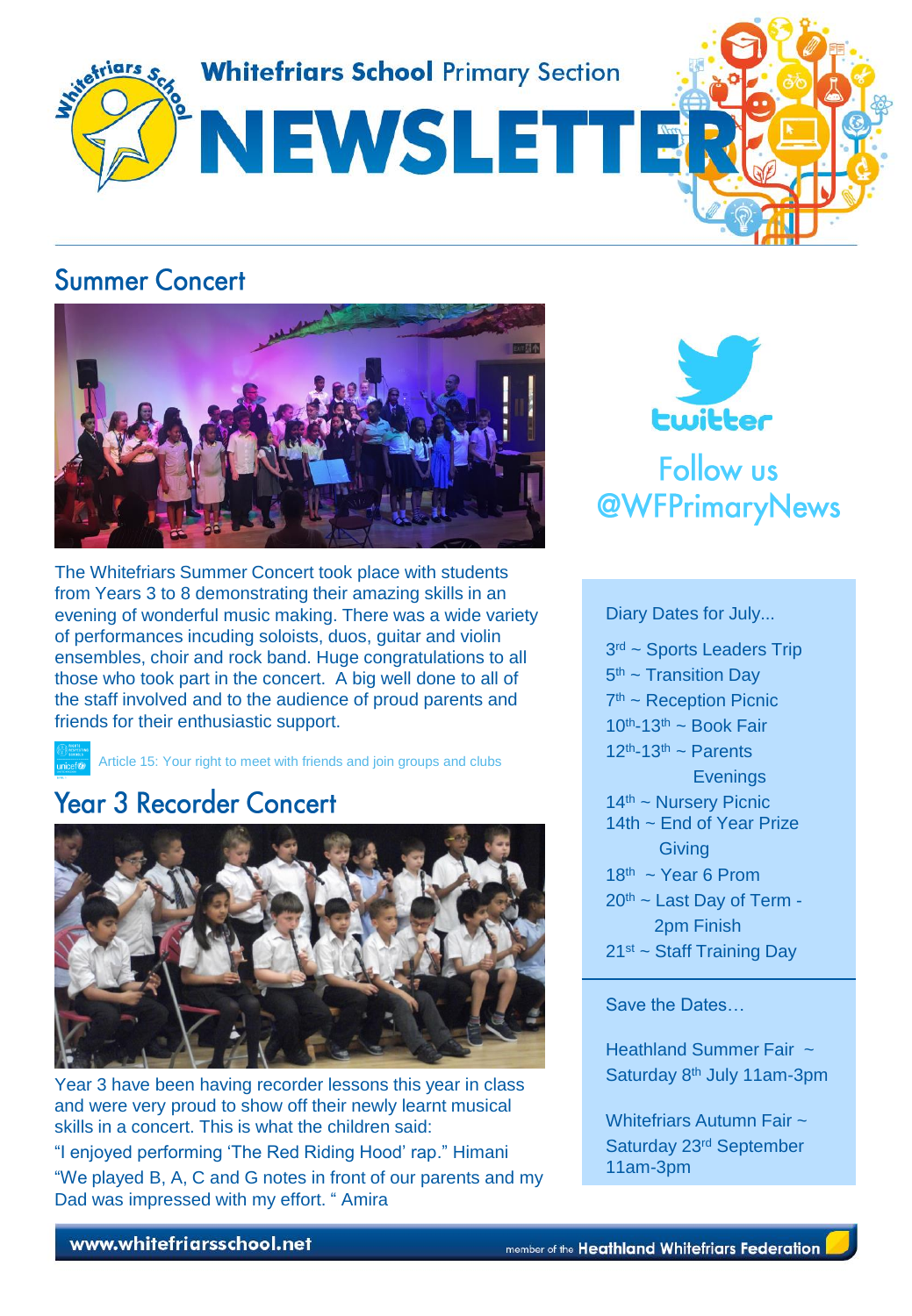# Whitefriars School Primary Section NEWSLETTER

## Summer Concert

The Whitefriars Summer Concert took place with students from Years 3 to 8 demonstrating their amazing skills in an evening of wonderful music making. There was a wide variety of performances incuding soloists, duos, guitar and violin ensembles, choir and rock band. Huge congratulations to all those who took part in the concert. A big well done to all of the staff involved and to the audience of proud parents and friends for their enthusiastic support.

Article 15: Your right to meet with friends and join groups and clubs

## Year 3 Recorder Concert

Year 3 have been having recorder lessons this year in class and were very proud to show off their newly learnt musical skills in a concert. This is what the children said:

"I enjoyed performing 'The Red Riding Hood' rap." Himani

"We played B, A, C and G notes in front of our parents and my Dad was impressed with my effort. " Amira

twitter

Follow us @WFPrimaryNews

Diary Dates for July...

- 3rd ~ Sports Leaders Trip
- 5th ~ Transition Day
- 7th ~ Reception Picnic
- 10th-13th ~ Book Fair
- 12th-13th ~ Parents Evenings
- 14th ~ Nursery Picnic
- 14th ~ End of Year Prize Giving
- 18th ~ Year 6 Prom
- 20th ~ Last Day of Term - 2pm Finish
- 21st ~ Staff Training Day

Save the Dates…

Heathland Summer Fair ~ Saturday 8th July 11am-3pm

Whitefriars Autumn Fair ~ Saturday 23rd September 11am-3pm

www.whitefriarsschool.net

member of the Heathland Whitefriars Federation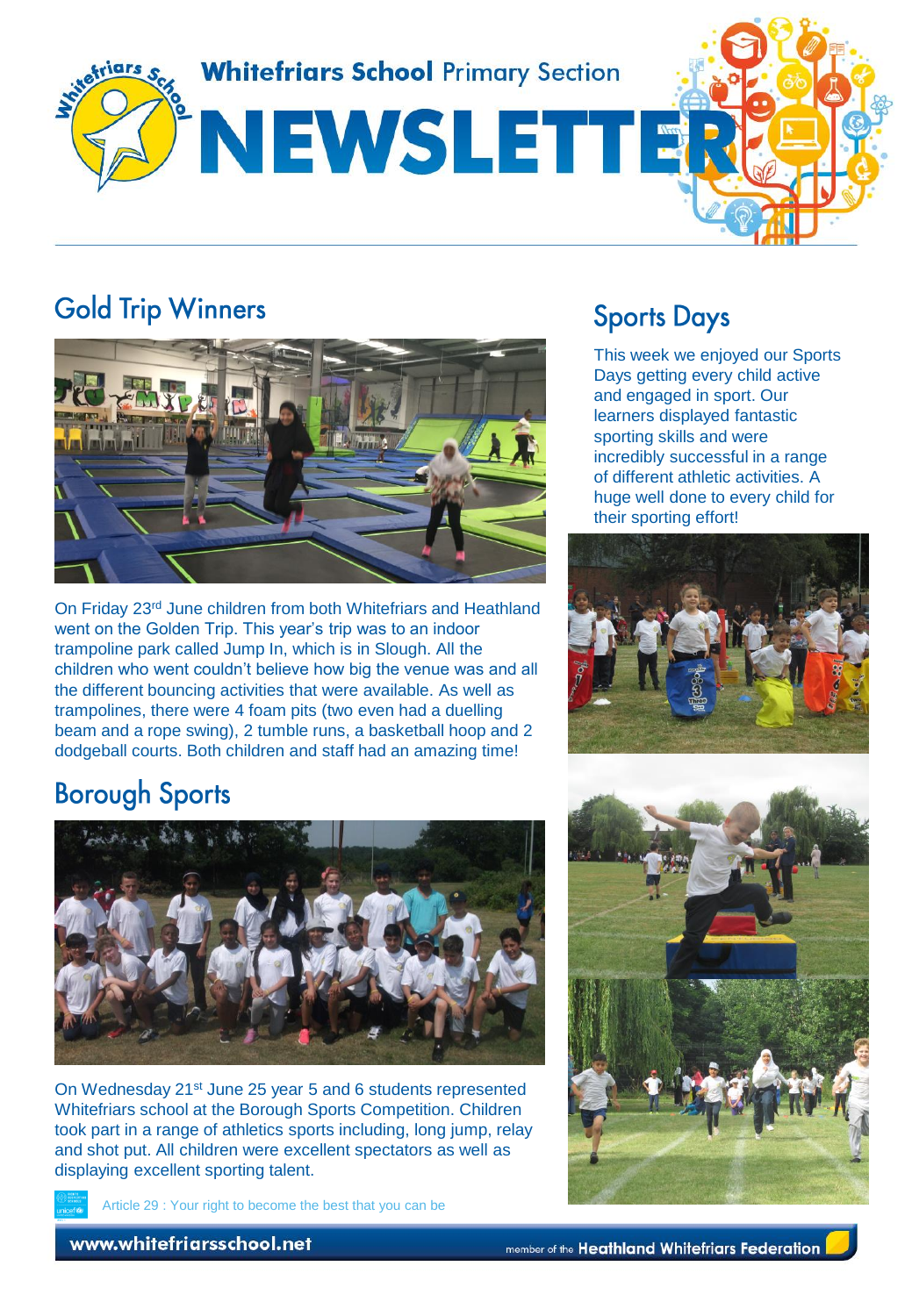# Whitefriars School Primary Section NEWSLETTER

## Gold Trip Winners

On Friday 23rd June children from both Whitefriars and Heathland went on the Golden Trip. This year's trip was to an indoor trampoline park called Jump In, which is in Slough. All the children who went couldn't believe how big the venue was and all the different bouncing activities that were available. As well as trampolines, there were 4 foam pits (two even had a duelling beam and a rope swing), 2 tumble runs, a basketball hoop and 2 dodgeball courts. Both children and staff had an amazing time!

## Borough Sports

On Wednesday 21st June 25 year 5 and 6 students represented Whitefriars school at the Borough Sports Competition. Children took part in a range of athletics sports including, long jump, relay and shot put. All children were excellent spectators as well as displaying excellent sporting talent.

## Sports Days

This week we enjoyed our Sports Days getting every child active and engaged in sport. Our learners displayed fantastic sporting skills and were incredibly successful in a range of different athletic activities. A huge well done to every child for their sporting effort!

Article 29 : Your right to become the best that you can be

www.whitefriarsschool.net

member of the Heathland Whitefriars Federation